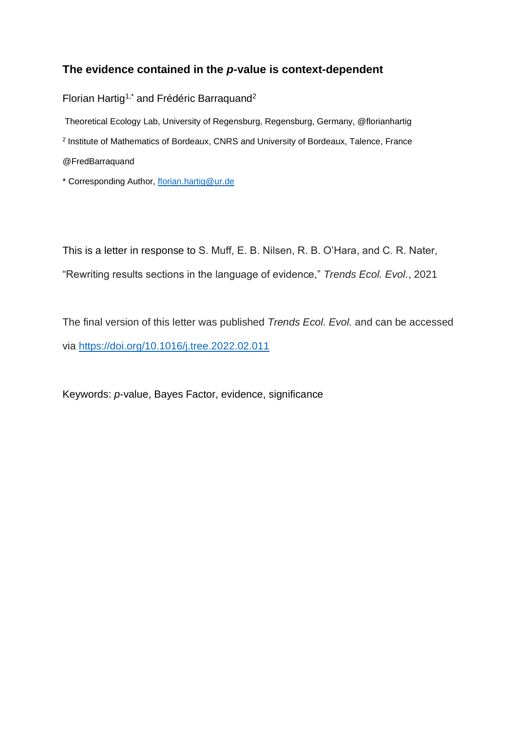## The evidence contained in the *p*-value is context-dependent

Florian Hartig[1,*] and Frédéric Barraquand[2]

Theoretical Ecology Lab, University of Regensburg, Regensburg, Germany, @florianhartig

[2] Institute of Mathematics of Bordeaux, CNRS and University of Bordeaux, Talence, France

@FredBarraquand

* Corresponding Author, florian.hartig@ur.de

This is a letter in response to S. Muff, E. B. Nilsen, R. B. O'Hara, and C. R. Nater, "Rewriting results sections in the language of evidence," *Trends Ecol. Evol.*, 2021

The final version of this letter was published *Trends Ecol. Evol.* and can be accessed via https://doi.org/10.1016/j.tree.2022.02.011

Keywords: *p*-value, Bayes Factor, evidence, significance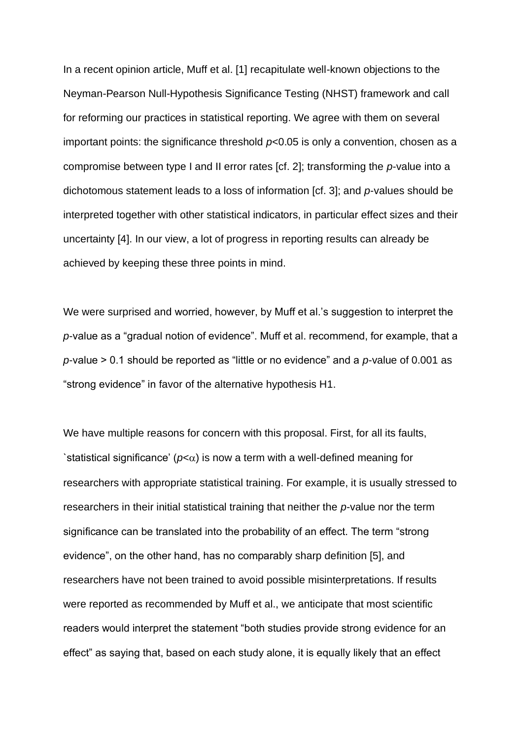In a recent opinion article, Muff et al. [1] recapitulate well-known objections to the Neyman-Pearson Null-Hypothesis Significance Testing (NHST) framework and call for reforming our practices in statistical reporting. We agree with them on several important points: the significance threshold $p<0.05$ is only a convention, chosen as a compromise between type I and II error rates [cf. 2]; transforming the *p*-value into a dichotomous statement leads to a loss of information [cf. 3]; and *p*-values should be interpreted together with other statistical indicators, in particular effect sizes and their uncertainty [4]. In our view, a lot of progress in reporting results can already be achieved by keeping these three points in mind.

We were surprised and worried, however, by Muff et al.'s suggestion to interpret the *p*-value as a "gradual notion of evidence". Muff et al. recommend, for example, that a *p*-value > 0.1 should be reported as "little or no evidence" and a *p*-value of 0.001 as "strong evidence" in favor of the alternative hypothesis H1.

We have multiple reasons for concern with this proposal. First, for all its faults, `statistical significance' ($p<\alpha$) is now a term with a well-defined meaning for researchers with appropriate statistical training. For example, it is usually stressed to researchers in their initial statistical training that neither the *p*-value nor the term significance can be translated into the probability of an effect. The term "strong evidence", on the other hand, has no comparably sharp definition [5], and researchers have not been trained to avoid possible misinterpretations. If results were reported as recommended by Muff et al., we anticipate that most scientific readers would interpret the statement "both studies provide strong evidence for an effect" as saying that, based on each study alone, it is equally likely that an effect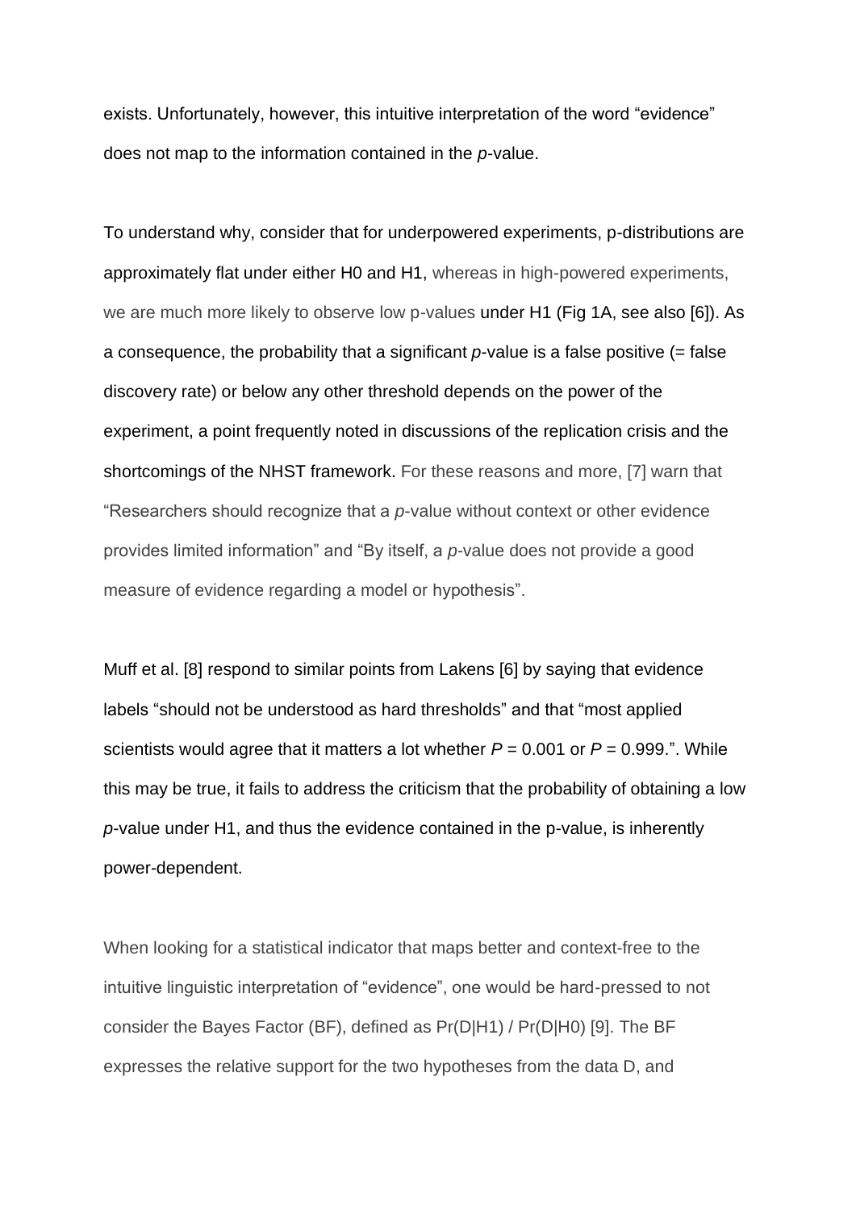exists. Unfortunately, however, this intuitive interpretation of the word "evidence" does not map to the information contained in the *p*-value.

To understand why, consider that for underpowered experiments, p-distributions are approximately flat under either H0 and H1, whereas in high-powered experiments, we are much more likely to observe low p-values under H1 (Fig 1A, see also [6]). As a consequence, the probability that a significant *p*-value is a false positive (= false discovery rate) or below any other threshold depends on the power of the experiment, a point frequently noted in discussions of the replication crisis and the shortcomings of the NHST framework. For these reasons and more, [7] warn that "Researchers should recognize that a *p*-value without context or other evidence provides limited information" and "By itself, a *p*-value does not provide a good measure of evidence regarding a model or hypothesis".

Muff et al. [8] respond to similar points from Lakens [6] by saying that evidence labels "should not be understood as hard thresholds" and that "most applied scientists would agree that it matters a lot whether $P = 0.001$ or $P = 0.999$.". While this may be true, it fails to address the criticism that the probability of obtaining a low *p*-value under H1, and thus the evidence contained in the p-value, is inherently power-dependent.

When looking for a statistical indicator that maps better and context-free to the intuitive linguistic interpretation of "evidence", one would be hard-pressed to not consider the Bayes Factor (BF), defined as $Pr(D|H1) / Pr(D|H0)$ [9]. The BF expresses the relative support for the two hypotheses from the data D, and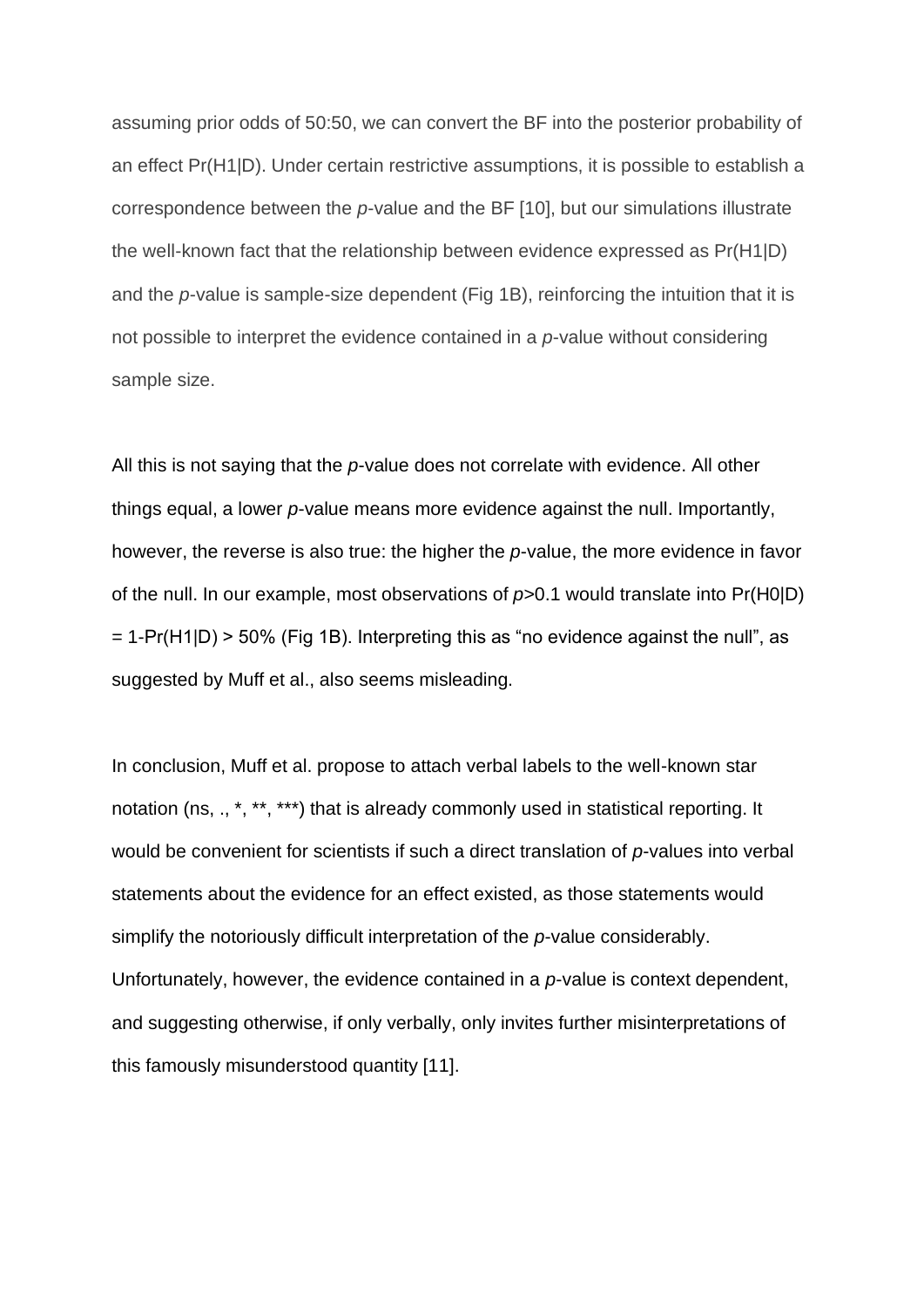assuming prior odds of 50:50, we can convert the BF into the posterior probability of an effect Pr(H1|D). Under certain restrictive assumptions, it is possible to establish a correspondence between the *p*-value and the BF [10], but our simulations illustrate the well-known fact that the relationship between evidence expressed as Pr(H1|D) and the *p*-value is sample-size dependent (Fig 1B), reinforcing the intuition that it is not possible to interpret the evidence contained in a *p*-value without considering sample size.

All this is not saying that the *p*-value does not correlate with evidence. All other things equal, a lower *p*-value means more evidence against the null. Importantly, however, the reverse is also true: the higher the *p*-value, the more evidence in favor of the null. In our example, most observations of $p>0.1$ would translate into Pr(H0|D) = 1-Pr(H1|D) > 50% (Fig 1B). Interpreting this as "no evidence against the null", as suggested by Muff et al., also seems misleading.

In conclusion, Muff et al. propose to attach verbal labels to the well-known star notation (ns, ., *, **, ***) that is already commonly used in statistical reporting. It would be convenient for scientists if such a direct translation of *p*-values into verbal statements about the evidence for an effect existed, as those statements would simplify the notoriously difficult interpretation of the *p*-value considerably. Unfortunately, however, the evidence contained in a *p*-value is context dependent, and suggesting otherwise, if only verbally, only invites further misinterpretations of this famously misunderstood quantity [11].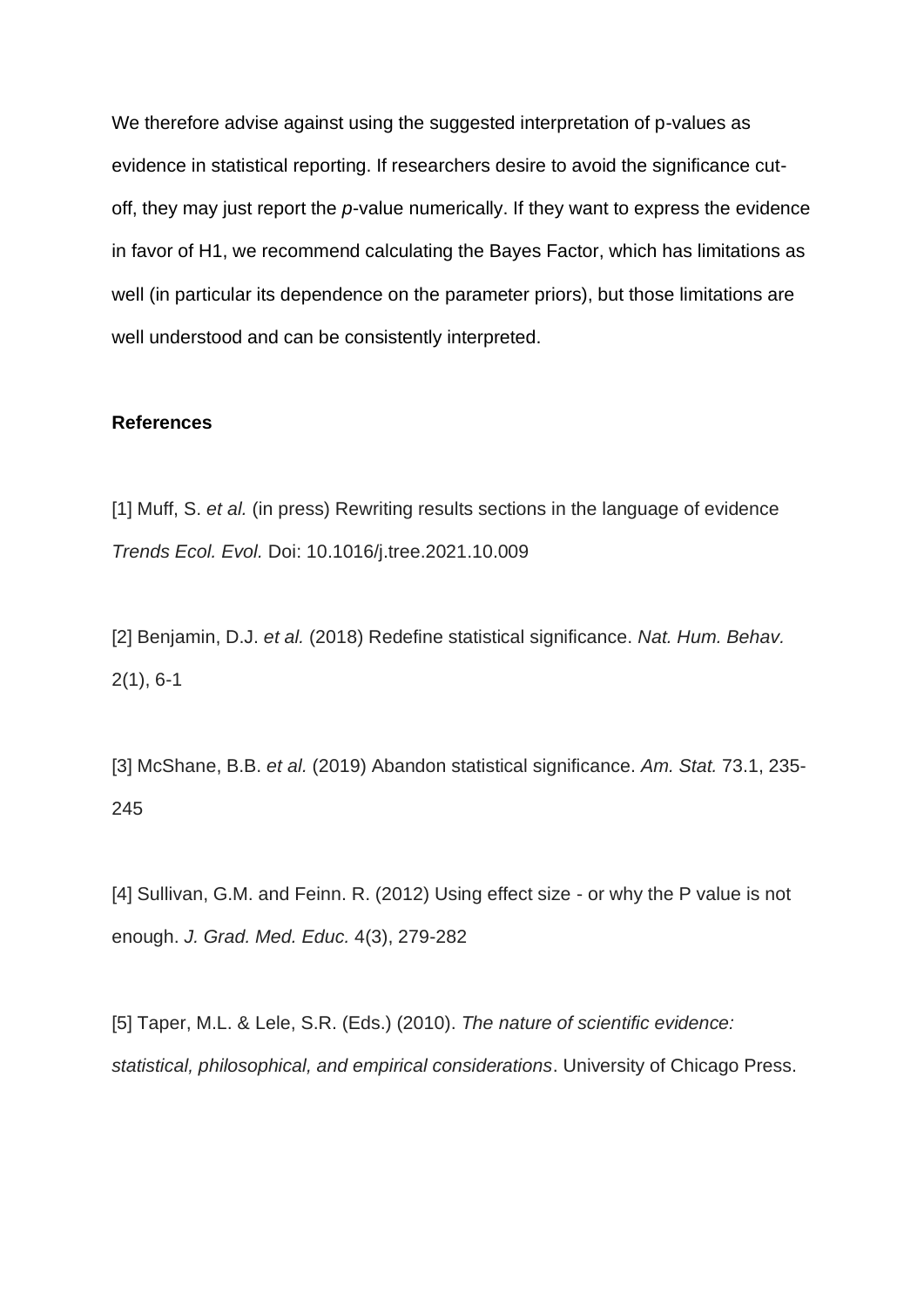We therefore advise against using the suggested interpretation of p-values as evidence in statistical reporting. If researchers desire to avoid the significance cut-off, they may just report the *p*-value numerically. If they want to express the evidence in favor of H1, we recommend calculating the Bayes Factor, which has limitations as well (in particular its dependence on the parameter priors), but those limitations are well understood and can be consistently interpreted.

**References**

[1] Muff, S. *et al.* (in press) Rewriting results sections in the language of evidence *Trends Ecol. Evol.* Doi: 10.1016/j.tree.2021.10.009

[2] Benjamin, D.J. *et al.* (2018) Redefine statistical significance. *Nat. Hum. Behav.* 2(1), 6-1

[3] McShane, B.B. *et al.* (2019) Abandon statistical significance. *Am. Stat.* 73.1, 235-245

[4] Sullivan, G.M. and Feinn. R. (2012) Using effect size - or why the P value is not enough. *J. Grad. Med. Educ.* 4(3), 279-282

[5] Taper, M.L. & Lele, S.R. (Eds.) (2010). *The nature of scientific evidence: statistical, philosophical, and empirical considerations*. University of Chicago Press.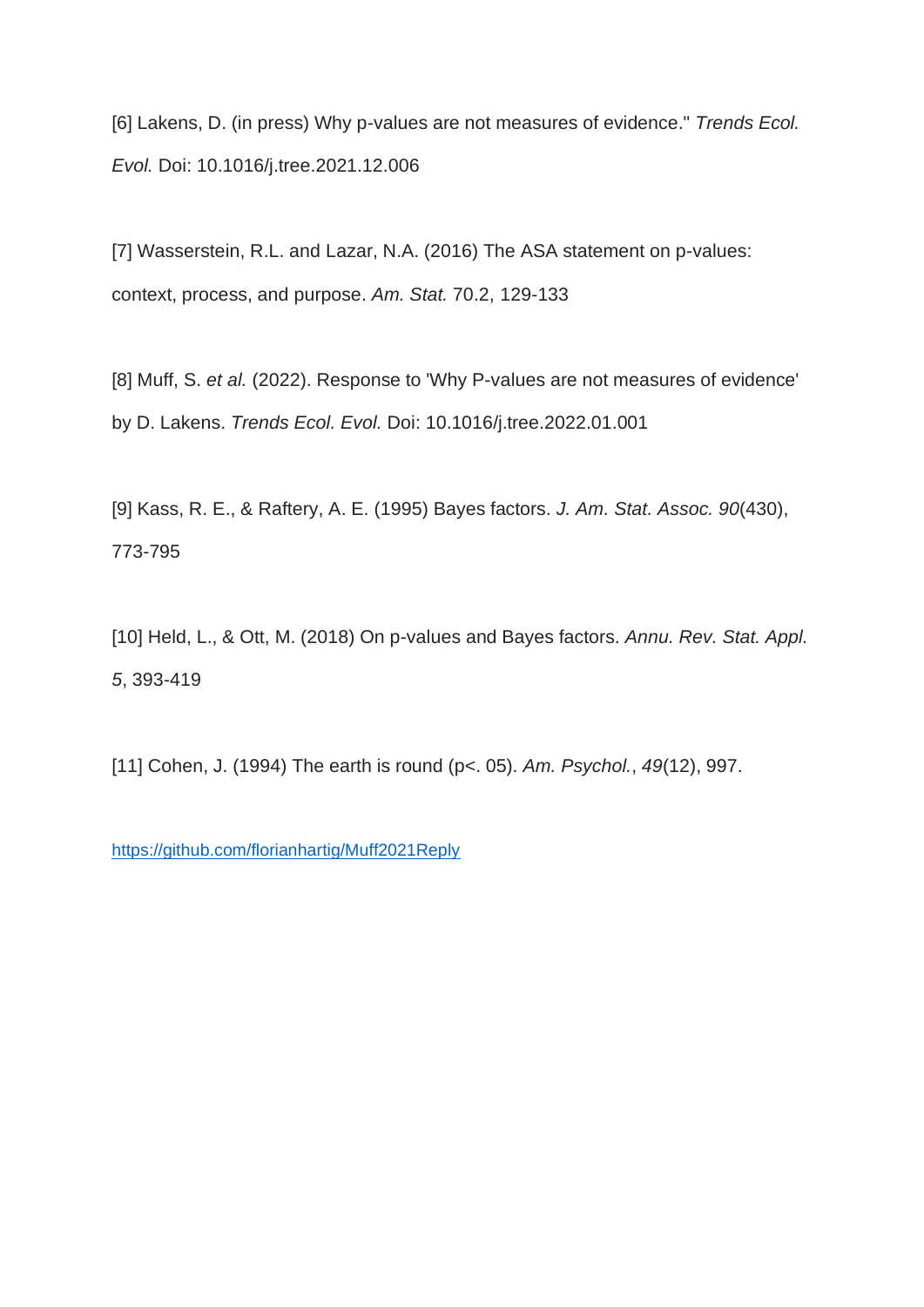[6] Lakens, D. (in press) Why p-values are not measures of evidence." *Trends Ecol. Evol.* Doi: 10.1016/j.tree.2021.12.006

[7] Wasserstein, R.L. and Lazar, N.A. (2016) The ASA statement on p-values: context, process, and purpose. *Am. Stat.* 70.2, 129-133

[8] Muff, S. *et al.* (2022). Response to 'Why P-values are not measures of evidence' by D. Lakens. *Trends Ecol. Evol.* Doi: 10.1016/j.tree.2022.01.001

[9] Kass, R. E., & Raftery, A. E. (1995) Bayes factors. *J. Am. Stat. Assoc. 90*(430), 773-795

[10] Held, L., & Ott, M. (2018) On p-values and Bayes factors. *Annu. Rev. Stat. Appl. 5*, 393-419

[11] Cohen, J. (1994) The earth is round (p<. 05). *Am. Psychol.*, *49*(12), 997.

https://github.com/florianhartig/Muff2021Reply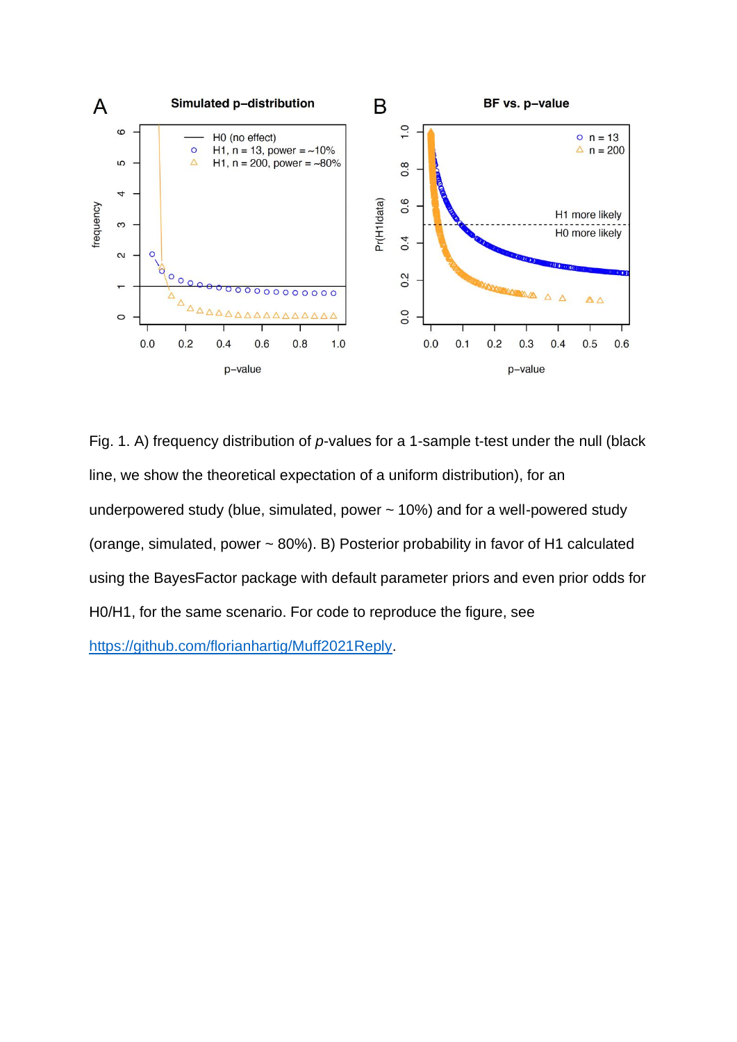A

Simulated p–distribution

frequency

0
1
2
3
4
5
6

0.0
0.2
0.4
0.6
0.8
1.0

p–value

H0 (no effect)
H1, n = 13, power = ~10%
H1, n = 200, power = ~80%

B

BF vs. p–value

Pr(H1|data)

0.0
0.2
0.4
0.6
0.8
1.0

0.0
0.1
0.2
0.3
0.4
0.5
0.6

p–value

n = 13
n = 200

H1 more likely
H0 more likely

Fig. 1. A) frequency distribution of *p*-values for a 1-sample t-test under the null (black line, we show the theoretical expectation of a uniform distribution), for an underpowered study (blue, simulated, power ~ 10%) and for a well-powered study (orange, simulated, power ~ 80%). B) Posterior probability in favor of H1 calculated using the BayesFactor package with default parameter priors and even prior odds for H0/H1, for the same scenario. For code to reproduce the figure, see https://github.com/florianhartig/Muff2021Reply.